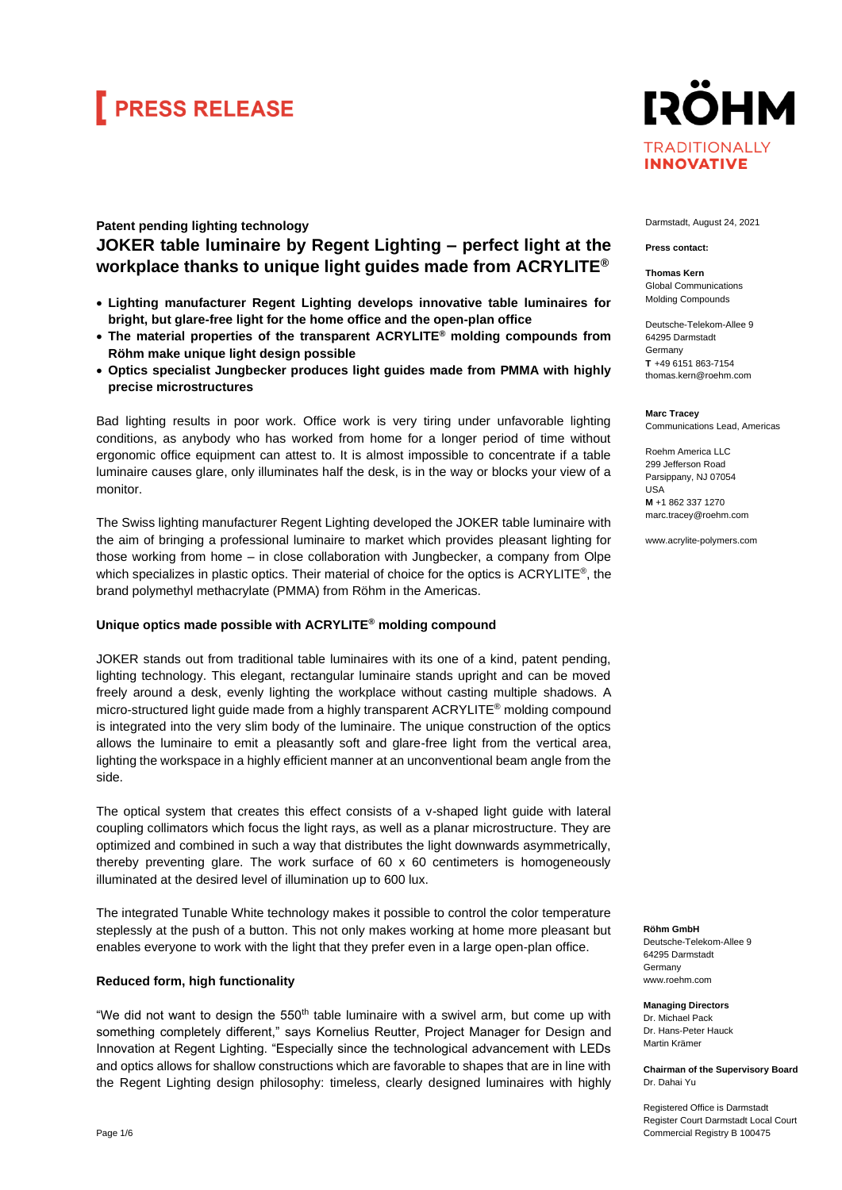# PRESS RELEASE

RÖHM
TRADITIONALLY INNOVATIVE

Darmstadt, August 24, 2021

**Press contact:**

**Thomas Kern**
Global Communications
Molding Compounds

Deutsche-Telekom-Allee 9
64295 Darmstadt
Germany
**T** +49 6151 863-7154
thomas.kern@roehm.com

**Marc Tracey**
Communications Lead, Americas

Roehm America LLC
299 Jefferson Road
Parsippany, NJ 07054
USA
**M** +1 862 337 1270
marc.tracey@roehm.com

www.acrylite-polymers.com

**Patent pending lighting technology**

## JOKER table luminaire by Regent Lighting – perfect light at the workplace thanks to unique light guides made from ACRYLITE®

- **Lighting manufacturer Regent Lighting develops innovative table luminaires for bright, but glare-free light for the home office and the open-plan office**
- **The material properties of the transparent ACRYLITE® molding compounds from Röhm make unique light design possible**
- **Optics specialist Jungbecker produces light guides made from PMMA with highly precise microstructures**

Bad lighting results in poor work. Office work is very tiring under unfavorable lighting conditions, as anybody who has worked from home for a longer period of time without ergonomic office equipment can attest to. It is almost impossible to concentrate if a table luminaire causes glare, only illuminates half the desk, is in the way or blocks your view of a monitor.

The Swiss lighting manufacturer Regent Lighting developed the JOKER table luminaire with the aim of bringing a professional luminaire to market which provides pleasant lighting for those working from home – in close collaboration with Jungbecker, a company from Olpe which specializes in plastic optics. Their material of choice for the optics is ACRYLITE®, the brand polymethyl methacrylate (PMMA) from Röhm in the Americas.

### Unique optics made possible with ACRYLITE® molding compound

JOKER stands out from traditional table luminaires with its one of a kind, patent pending, lighting technology. This elegant, rectangular luminaire stands upright and can be moved freely around a desk, evenly lighting the workplace without casting multiple shadows. A micro-structured light guide made from a highly transparent ACRYLITE® molding compound is integrated into the very slim body of the luminaire. The unique construction of the optics allows the luminaire to emit a pleasantly soft and glare-free light from the vertical area, lighting the workspace in a highly efficient manner at an unconventional beam angle from the side.

The optical system that creates this effect consists of a v-shaped light guide with lateral coupling collimators which focus the light rays, as well as a planar microstructure. They are optimized and combined in such a way that distributes the light downwards asymmetrically, thereby preventing glare. The work surface of 60 x 60 centimeters is homogeneously illuminated at the desired level of illumination up to 600 lux.

The integrated Tunable White technology makes it possible to control the color temperature steplessly at the push of a button. This not only makes working at home more pleasant but enables everyone to work with the light that they prefer even in a large open-plan office.

### Reduced form, high functionality

"We did not want to design the 550th table luminaire with a swivel arm, but come up with something completely different," says Kornelius Reutter, Project Manager for Design and Innovation at Regent Lighting. "Especially since the technological advancement with LEDs and optics allows for shallow constructions which are favorable to shapes that are in line with the Regent Lighting design philosophy: timeless, clearly designed luminaires with highly

**Röhm GmbH**
Deutsche-Telekom-Allee 9
64295 Darmstadt
Germany
www.roehm.com

**Managing Directors**
Dr. Michael Pack
Dr. Hans-Peter Hauck
Martin Krämer

**Chairman of the Supervisory Board**
Dr. Dahai Yu

Registered Office is Darmstadt
Register Court Darmstadt Local Court
Commercial Registry B 100475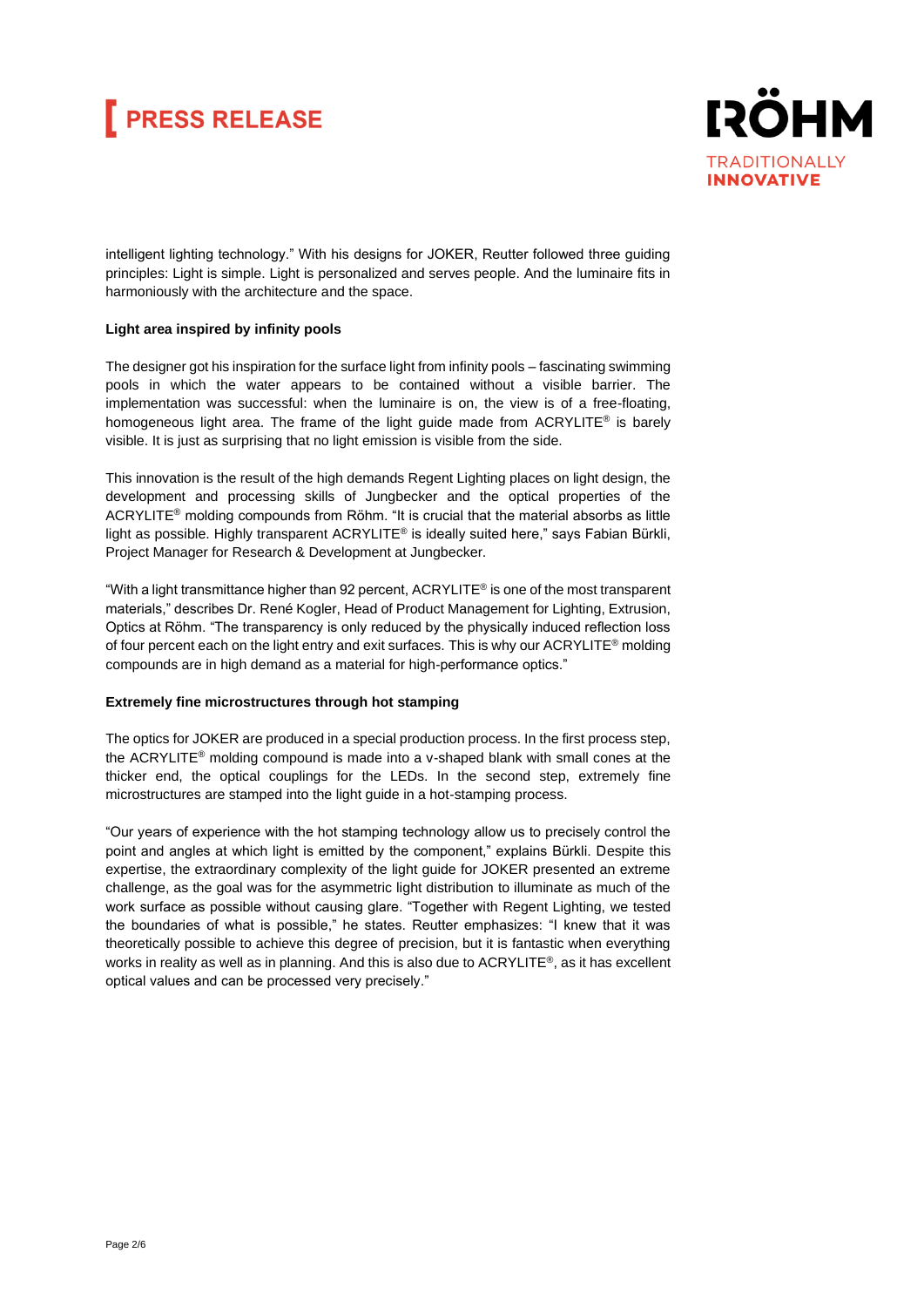intelligent lighting technology." With his designs for JOKER, Reutter followed three guiding principles: Light is simple. Light is personalized and serves people. And the luminaire fits in harmoniously with the architecture and the space.

**Light area inspired by infinity pools**

The designer got his inspiration for the surface light from infinity pools – fascinating swimming pools in which the water appears to be contained without a visible barrier. The implementation was successful: when the luminaire is on, the view is of a free-floating, homogeneous light area. The frame of the light guide made from ACRYLITE® is barely visible. It is just as surprising that no light emission is visible from the side.

This innovation is the result of the high demands Regent Lighting places on light design, the development and processing skills of Jungbecker and the optical properties of the ACRYLITE® molding compounds from Röhm. "It is crucial that the material absorbs as little light as possible. Highly transparent ACRYLITE® is ideally suited here," says Fabian Bürkli, Project Manager for Research & Development at Jungbecker.

"With a light transmittance higher than 92 percent, ACRYLITE® is one of the most transparent materials," describes Dr. René Kogler, Head of Product Management for Lighting, Extrusion, Optics at Röhm. "The transparency is only reduced by the physically induced reflection loss of four percent each on the light entry and exit surfaces. This is why our ACRYLITE® molding compounds are in high demand as a material for high-performance optics."

**Extremely fine microstructures through hot stamping**

The optics for JOKER are produced in a special production process. In the first process step, the ACRYLITE® molding compound is made into a v-shaped blank with small cones at the thicker end, the optical couplings for the LEDs. In the second step, extremely fine microstructures are stamped into the light guide in a hot-stamping process.

"Our years of experience with the hot stamping technology allow us to precisely control the point and angles at which light is emitted by the component," explains Bürkli. Despite this expertise, the extraordinary complexity of the light guide for JOKER presented an extreme challenge, as the goal was for the asymmetric light distribution to illuminate as much of the work surface as possible without causing glare. "Together with Regent Lighting, we tested the boundaries of what is possible," he states. Reutter emphasizes: "I knew that it was theoretically possible to achieve this degree of precision, but it is fantastic when everything works in reality as well as in planning. And this is also due to ACRYLITE®, as it has excellent optical values and can be processed very precisely."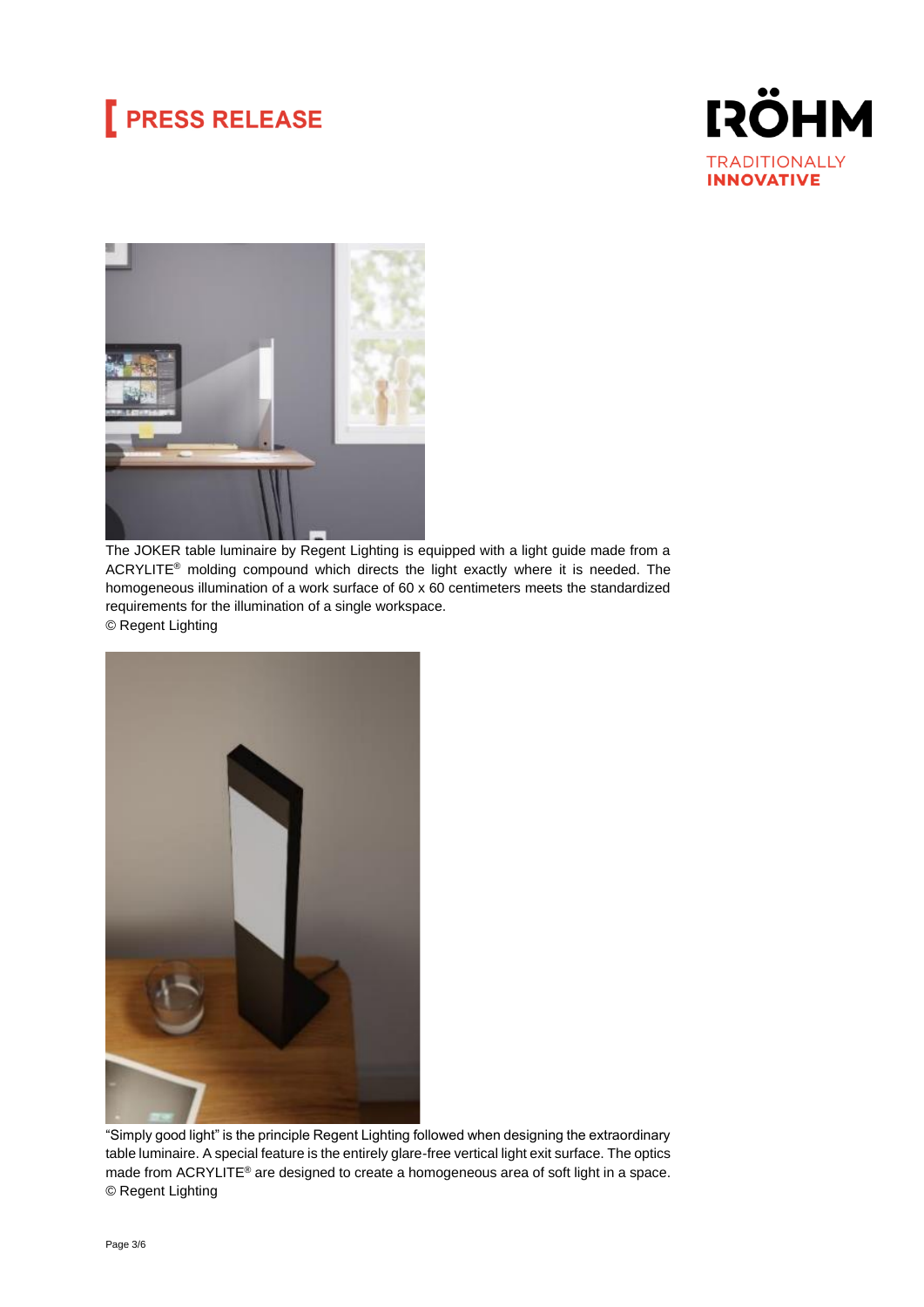The JOKER table luminaire by Regent Lighting is equipped with a light guide made from a ACRYLITE® molding compound which directs the light exactly where it is needed. The homogeneous illumination of a work surface of 60 x 60 centimeters meets the standardized requirements for the illumination of a single workspace.
© Regent Lighting

"Simply good light" is the principle Regent Lighting followed when designing the extraordinary table luminaire. A special feature is the entirely glare-free vertical light exit surface. The optics made from ACRYLITE® are designed to create a homogeneous area of soft light in a space.
© Regent Lighting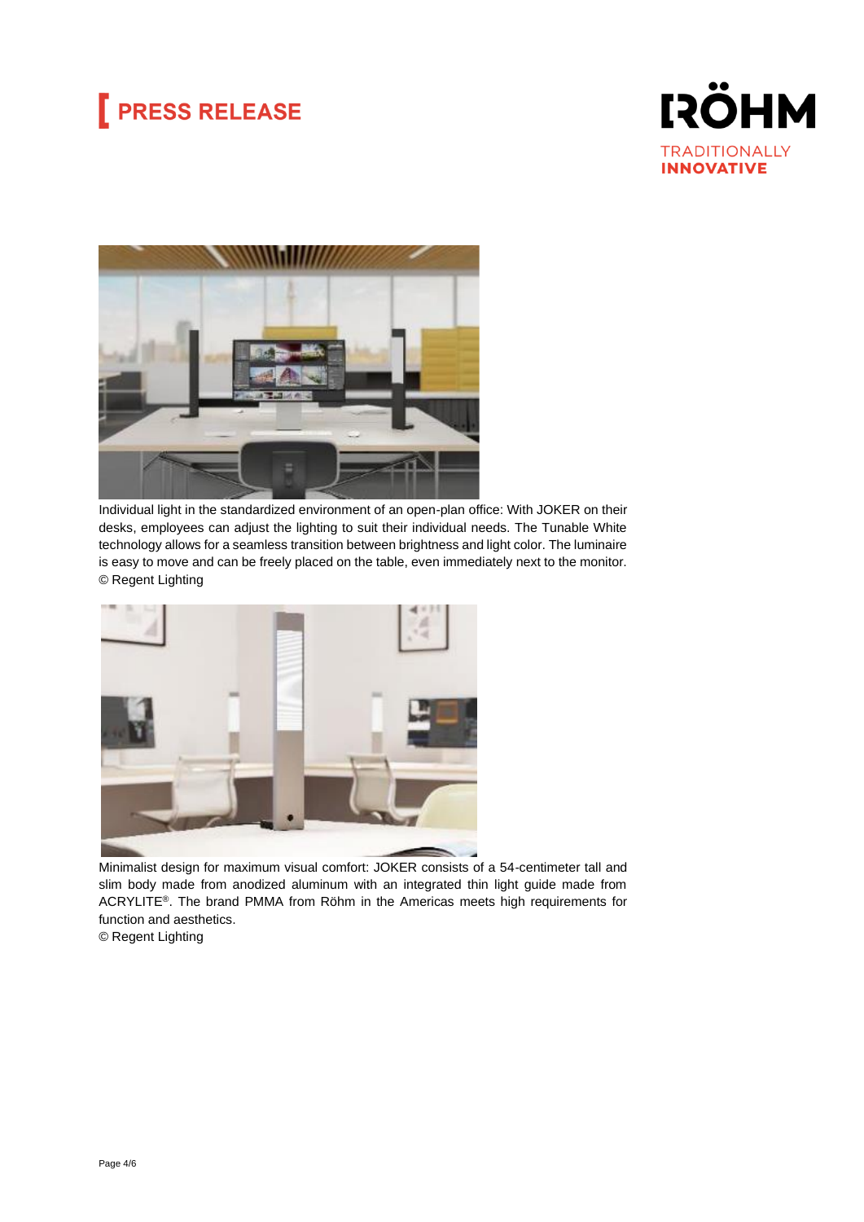Individual light in the standardized environment of an open-plan office: With JOKER on their desks, employees can adjust the lighting to suit their individual needs. The Tunable White technology allows for a seamless transition between brightness and light color. The luminaire is easy to move and can be freely placed on the table, even immediately next to the monitor.
© Regent Lighting

Minimalist design for maximum visual comfort: JOKER consists of a 54-centimeter tall and slim body made from anodized aluminum with an integrated thin light guide made from ACRYLITE®. The brand PMMA from Röhm in the Americas meets high requirements for function and aesthetics.
© Regent Lighting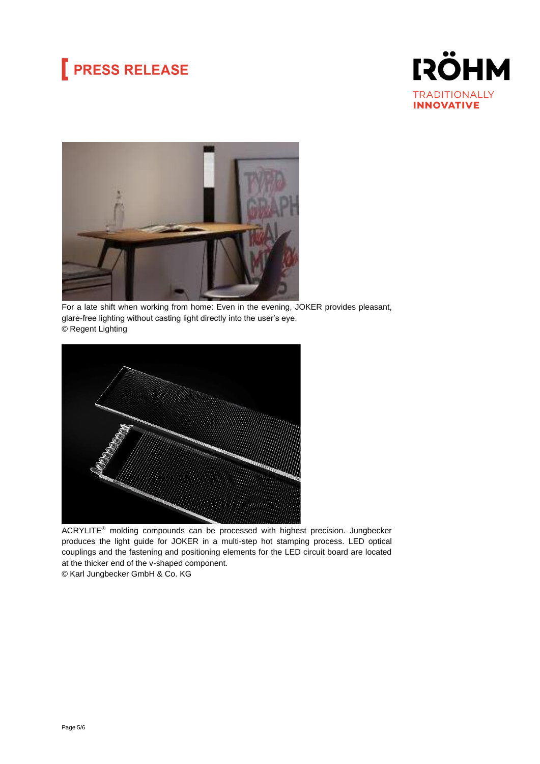For a late shift when working from home: Even in the evening, JOKER provides pleasant, glare-free lighting without casting light directly into the user's eye.
© Regent Lighting

ACRYLITE® molding compounds can be processed with highest precision. Jungbecker produces the light guide for JOKER in a multi-step hot stamping process. LED optical couplings and the fastening and positioning elements for the LED circuit board are located at the thicker end of the v-shaped component.
© Karl Jungbecker GmbH & Co. KG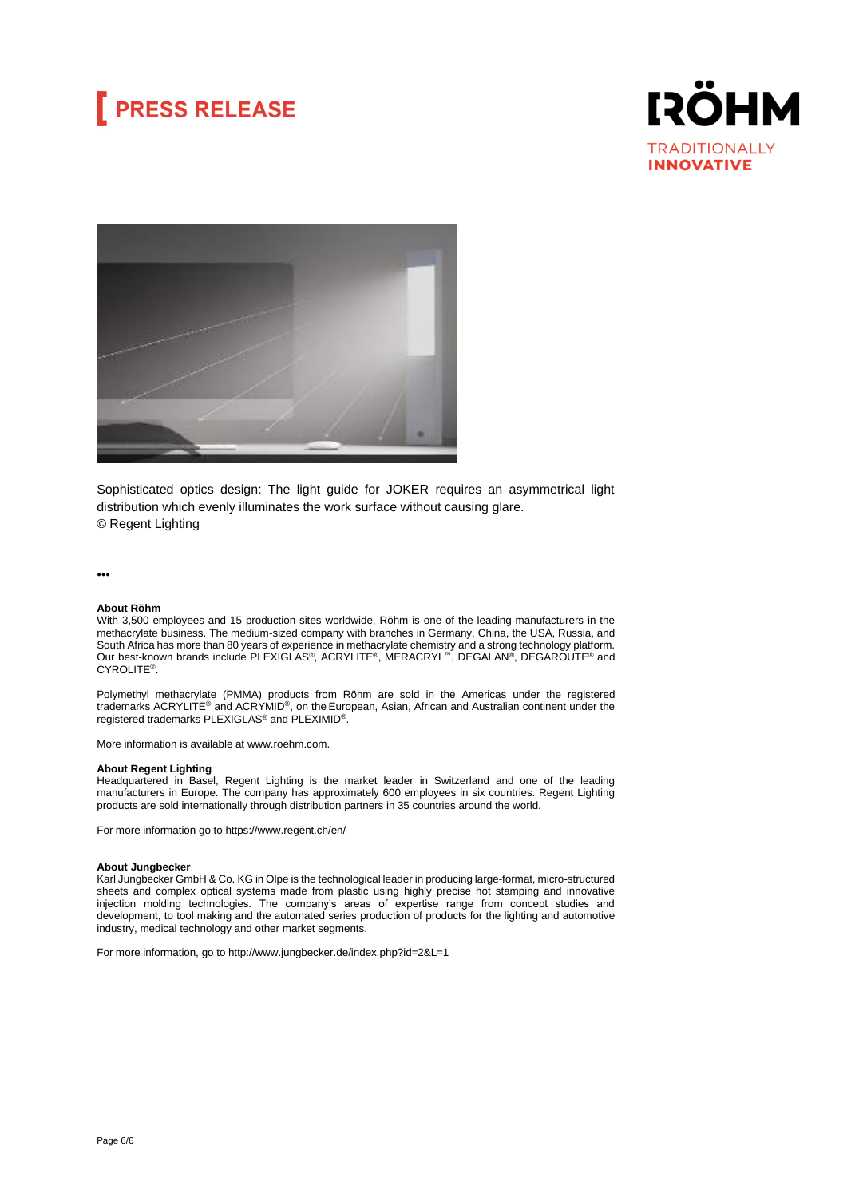Sophisticated optics design: The light guide for JOKER requires an asymmetrical light distribution which evenly illuminates the work surface without causing glare.
© Regent Lighting

•••

**About Röhm**
With 3,500 employees and 15 production sites worldwide, Röhm is one of the leading manufacturers in the methacrylate business. The medium-sized company with branches in Germany, China, the USA, Russia, and South Africa has more than 80 years of experience in methacrylate chemistry and a strong technology platform. Our best-known brands include PLEXIGLAS®, ACRYLITE®, MERACRYL™, DEGALAN®, DEGAROUTE® and CYROLITE®.

Polymethyl methacrylate (PMMA) products from Röhm are sold in the Americas under the registered trademarks ACRYLITE® and ACRYMID®, on the European, Asian, African and Australian continent under the registered trademarks PLEXIGLAS® and PLEXIMID®.

More information is available at www.roehm.com.

**About Regent Lighting**
Headquartered in Basel, Regent Lighting is the market leader in Switzerland and one of the leading manufacturers in Europe. The company has approximately 600 employees in six countries. Regent Lighting products are sold internationally through distribution partners in 35 countries around the world.

For more information go to https://www.regent.ch/en/

**About Jungbecker**
Karl Jungbecker GmbH & Co. KG in Olpe is the technological leader in producing large-format, micro-structured sheets and complex optical systems made from plastic using highly precise hot stamping and innovative injection molding technologies. The company's areas of expertise range from concept studies and development, to tool making and the automated series production of products for the lighting and automotive industry, medical technology and other market segments.

For more information, go to http://www.jungbecker.de/index.php?id=2&L=1